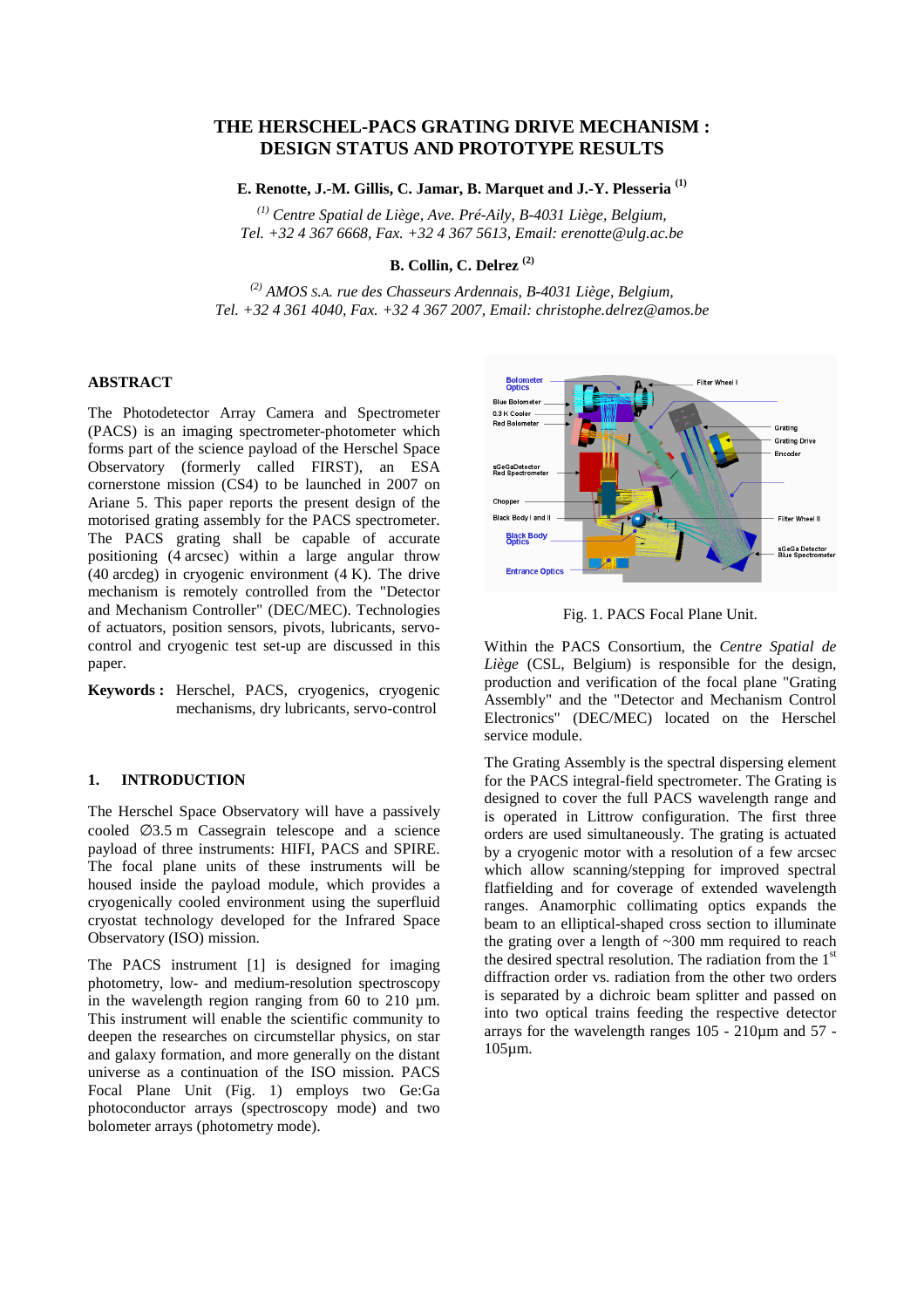# THE HERSCHEL-PACS GRATING DRIVE MECHANISM : DESIGN STATUS AND PROTOTYPE RESULTS

**E. Renotte, J.-M. Gillis, C. Jamar, B. Marquet and J.-Y. Plesseria** [(1)]

[(1)] *Centre Spatial de Liège, Ave. Pré-Aily, B-4031 Liège, Belgium, Tel. +32 4 367 6668, Fax. +32 4 367 5613, Email: erenotte@ulg.ac.be*

**B. Collin, C. Delrez** [(2)]

[(2)] *AMOS S.A. rue des Chasseurs Ardennais, B-4031 Liège, Belgium, Tel. +32 4 361 4040, Fax. +32 4 367 2007, Email: christophe.delrez@amos.be*

## ABSTRACT

The Photodetector Array Camera and Spectrometer (PACS) is an imaging spectrometer-photometer which forms part of the science payload of the Herschel Space Observatory (formerly called FIRST), an ESA cornerstone mission (CS4) to be launched in 2007 on Ariane 5. This paper reports the present design of the motorised grating assembly for the PACS spectrometer. The PACS grating shall be capable of accurate positioning (4 arcsec) within a large angular throw (40 arcdeg) in cryogenic environment (4 K). The drive mechanism is remotely controlled from the "Detector and Mechanism Controller" (DEC/MEC). Technologies of actuators, position sensors, pivots, lubricants, servo-control and cryogenic test set-up are discussed in this paper.

**Keywords :** Herschel, PACS, cryogenics, cryogenic mechanisms, dry lubricants, servo-control

## 1. INTRODUCTION

The Herschel Space Observatory will have a passively cooled ∅3.5 m Cassegrain telescope and a science payload of three instruments: HIFI, PACS and SPIRE. The focal plane units of these instruments will be housed inside the payload module, which provides a cryogenically cooled environment using the superfluid cryostat technology developed for the Infrared Space Observatory (ISO) mission.

The PACS instrument [1] is designed for imaging photometry, low- and medium-resolution spectroscopy in the wavelength region ranging from 60 to 210 µm. This instrument will enable the scientific community to deepen the researches on circumstellar physics, on star and galaxy formation, and more generally on the distant universe as a continuation of the ISO mission. PACS Focal Plane Unit (Fig. 1) employs two Ge:Ga photoconductor arrays (spectroscopy mode) and two bolometer arrays (photometry mode).

Fig. 1. PACS Focal Plane Unit.

Within the PACS Consortium, the *Centre Spatial de Liège* (CSL, Belgium) is responsible for the design, production and verification of the focal plane "Grating Assembly" and the "Detector and Mechanism Control Electronics" (DEC/MEC) located on the Herschel service module.

The Grating Assembly is the spectral dispersing element for the PACS integral-field spectrometer. The Grating is designed to cover the full PACS wavelength range and is operated in Littrow configuration. The first three orders are used simultaneously. The grating is actuated by a cryogenic motor with a resolution of a few arcsec which allow scanning/stepping for improved spectral flatfielding and for coverage of extended wavelength ranges. Anamorphic collimating optics expands the beam to an elliptical-shaped cross section to illuminate the grating over a length of ~300 mm required to reach the desired spectral resolution. The radiation from the 1st diffraction order vs. radiation from the other two orders is separated by a dichroic beam splitter and passed on into two optical trains feeding the respective detector arrays for the wavelength ranges 105 - 210µm and 57 - 105µm.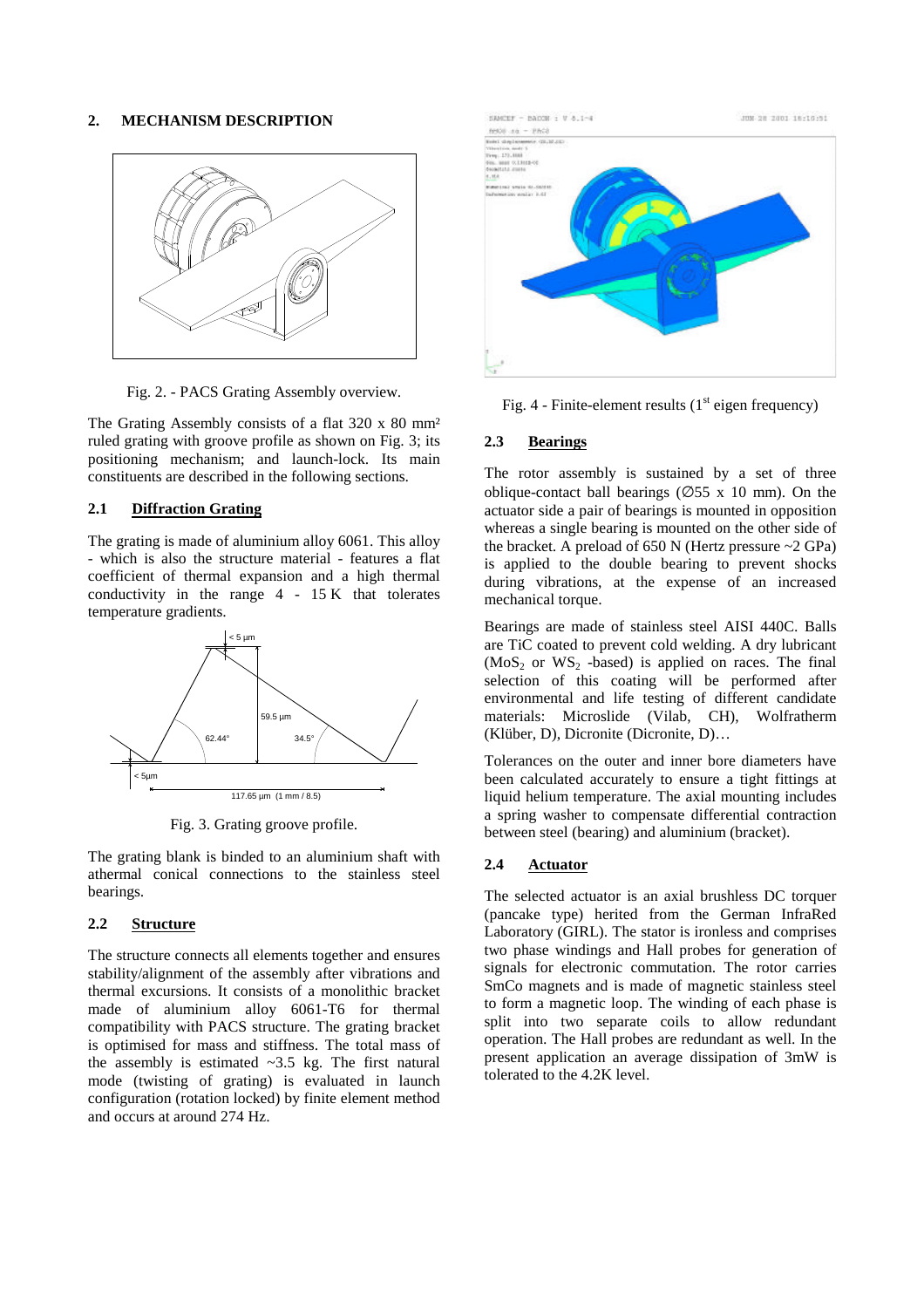## 2. MECHANISM DESCRIPTION

Fig. 2. - PACS Grating Assembly overview.

The Grating Assembly consists of a flat 320 x 80 mm² ruled grating with groove profile as shown on Fig. 3; its positioning mechanism; and launch-lock. Its main constituents are described in the following sections.

### 2.1 Diffraction Grating

The grating is made of aluminium alloy 6061. This alloy - which is also the structure material - features a flat coefficient of thermal expansion and a high thermal conductivity in the range 4 - 15 K that tolerates temperature gradients.

Fig. 3. Grating groove profile.

The grating blank is binded to an aluminium shaft with athermal conical connections to the stainless steel bearings.

### 2.2 Structure

The structure connects all elements together and ensures stability/alignment of the assembly after vibrations and thermal excursions. It consists of a monolithic bracket made of aluminium alloy 6061-T6 for thermal compatibility with PACS structure. The grating bracket is optimised for mass and stiffness. The total mass of the assembly is estimated ~3.5 kg. The first natural mode (twisting of grating) is evaluated in launch configuration (rotation locked) by finite element method and occurs at around 274 Hz.

Fig. 4 - Finite-element results (1st eigen frequency)

### 2.3 Bearings

The rotor assembly is sustained by a set of three oblique-contact ball bearings (∅55 x 10 mm). On the actuator side a pair of bearings is mounted in opposition whereas a single bearing is mounted on the other side of the bracket. A preload of 650 N (Hertz pressure ~2 GPa) is applied to the double bearing to prevent shocks during vibrations, at the expense of an increased mechanical torque.

Bearings are made of stainless steel AISI 440C. Balls are TiC coated to prevent cold welding. A dry lubricant ($MoS_2$ or $WS_2$ -based) is applied on races. The final selection of this coating will be performed after environmental and life testing of different candidate materials: Microslide (Vilab, CH), Wolfratherm (Klüber, D), Dicronite (Dicronite, D)…

Tolerances on the outer and inner bore diameters have been calculated accurately to ensure a tight fittings at liquid helium temperature. The axial mounting includes a spring washer to compensate differential contraction between steel (bearing) and aluminium (bracket).

### 2.4 Actuator

The selected actuator is an axial brushless DC torquer (pancake type) herited from the German InfraRed Laboratory (GIRL). The stator is ironless and comprises two phase windings and Hall probes for generation of signals for electronic commutation. The rotor carries SmCo magnets and is made of magnetic stainless steel to form a magnetic loop. The winding of each phase is split into two separate coils to allow redundant operation. The Hall probes are redundant as well. In the present application an average dissipation of 3mW is tolerated to the 4.2K level.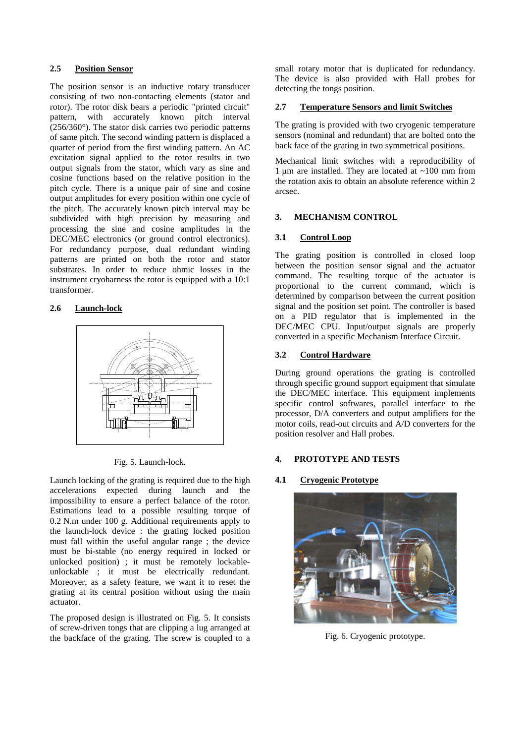### 2.5 Position Sensor

The position sensor is an inductive rotary transducer consisting of two non-contacting elements (stator and rotor). The rotor disk bears a periodic "printed circuit" pattern, with accurately known pitch interval (256/360°). The stator disk carries two periodic patterns of same pitch. The second winding pattern is displaced a quarter of period from the first winding pattern. An AC excitation signal applied to the rotor results in two output signals from the stator, which vary as sine and cosine functions based on the relative position in the pitch cycle. There is a unique pair of sine and cosine output amplitudes for every position within one cycle of the pitch. The accurately known pitch interval may be subdivided with high precision by measuring and processing the sine and cosine amplitudes in the DEC/MEC electronics (or ground control electronics). For redundancy purpose, dual redundant winding patterns are printed on both the rotor and stator substrates. In order to reduce ohmic losses in the instrument cryoharness the rotor is equipped with a 10:1 transformer.

### 2.6 Launch-lock

Fig. 5. Launch-lock.

Launch locking of the grating is required due to the high accelerations expected during launch and the impossibility to ensure a perfect balance of the rotor. Estimations lead to a possible resulting torque of 0.2 N.m under 100 g. Additional requirements apply to the launch-lock device : the grating locked position must fall within the useful angular range ; the device must be bi-stable (no energy required in locked or unlocked position) ; it must be remotely lockable-unlockable ; it must be electrically redundant. Moreover, as a safety feature, we want it to reset the grating at its central position without using the main actuator.

The proposed design is illustrated on Fig. 5. It consists of screw-driven tongs that are clipping a lug arranged at the backface of the grating. The screw is coupled to a small rotary motor that is duplicated for redundancy. The device is also provided with Hall probes for detecting the tongs position.

### 2.7 Temperature Sensors and limit Switches

The grating is provided with two cryogenic temperature sensors (nominal and redundant) that are bolted onto the back face of the grating in two symmetrical positions.

Mechanical limit switches with a reproducibility of 1 µm are installed. They are located at ~100 mm from the rotation axis to obtain an absolute reference within 2 arcsec.

## 3. MECHANISM CONTROL

### 3.1 Control Loop

The grating position is controlled in closed loop between the position sensor signal and the actuator command. The resulting torque of the actuator is proportional to the current command, which is determined by comparison between the current position signal and the position set point. The controller is based on a PID regulator that is implemented in the DEC/MEC CPU. Input/output signals are properly converted in a specific Mechanism Interface Circuit.

### 3.2 Control Hardware

During ground operations the grating is controlled through specific ground support equipment that simulate the DEC/MEC interface. This equipment implements specific control softwares, parallel interface to the processor, D/A converters and output amplifiers for the motor coils, read-out circuits and A/D converters for the position resolver and Hall probes.

## 4. PROTOTYPE AND TESTS

### 4.1 Cryogenic Prototype

Fig. 6. Cryogenic prototype.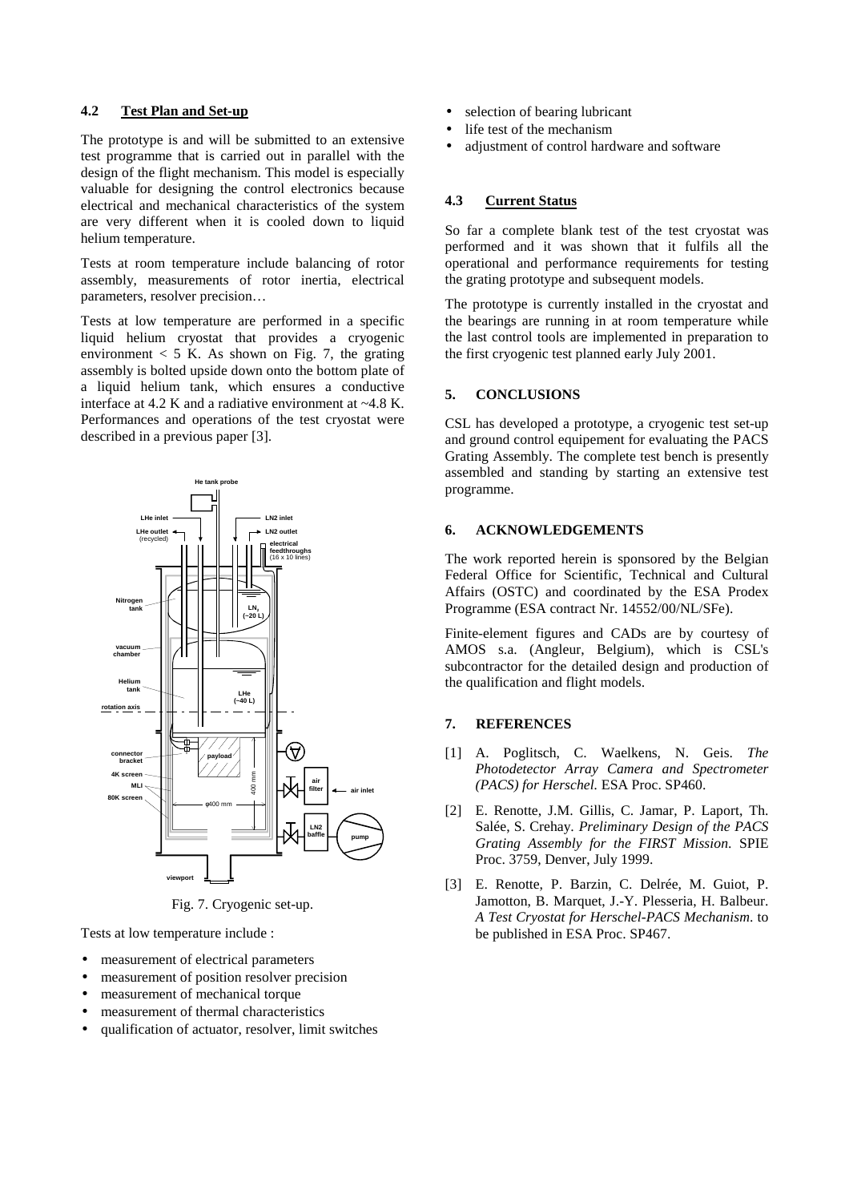### 4.2 Test Plan and Set-up

The prototype is and will be submitted to an extensive test programme that is carried out in parallel with the design of the flight mechanism. This model is especially valuable for designing the control electronics because electrical and mechanical characteristics of the system are very different when it is cooled down to liquid helium temperature.

Tests at room temperature include balancing of rotor assembly, measurements of rotor inertia, electrical parameters, resolver precision…

Tests at low temperature are performed in a specific liquid helium cryostat that provides a cryogenic environment < 5 K. As shown on Fig. 7, the grating assembly is bolted upside down onto the bottom plate of a liquid helium tank, which ensures a conductive interface at 4.2 K and a radiative environment at ~4.8 K. Performances and operations of the test cryostat were described in a previous paper [3].

He tank probe
LHe inlet
LHe outlet (recycled)
LN2 inlet
LN2 outlet
electrical feedthroughs (16 x 10 lines)
Nitrogen tank
$LN_2$ (~20 L)
vacuum chamber
Helium tank
LHe (~40 L)
rotation axis
connector bracket
payload
4K screen
MLI
80K screen
400 mm
φ400 mm
air filter
air inlet
LN2 baffle
pump
viewport

Fig. 7. Cryogenic set-up.

Tests at low temperature include :

- measurement of electrical parameters
- measurement of position resolver precision
- measurement of mechanical torque
- measurement of thermal characteristics
- qualification of actuator, resolver, limit switches
- selection of bearing lubricant
- life test of the mechanism
- adjustment of control hardware and software

### 4.3 Current Status

So far a complete blank test of the test cryostat was performed and it was shown that it fulfils all the operational and performance requirements for testing the grating prototype and subsequent models.

The prototype is currently installed in the cryostat and the bearings are running in at room temperature while the last control tools are implemented in preparation to the first cryogenic test planned early July 2001.

## 5. CONCLUSIONS

CSL has developed a prototype, a cryogenic test set-up and ground control equipement for evaluating the PACS Grating Assembly. The complete test bench is presently assembled and standing by starting an extensive test programme.

## 6. ACKNOWLEDGEMENTS

The work reported herein is sponsored by the Belgian Federal Office for Scientific, Technical and Cultural Affairs (OSTC) and coordinated by the ESA Prodex Programme (ESA contract Nr. 14552/00/NL/SFe).

Finite-element figures and CADs are by courtesy of AMOS s.a. (Angleur, Belgium), which is CSL's subcontractor for the detailed design and production of the qualification and flight models.

## 7. REFERENCES

[1] A. Poglitsch, C. Waelkens, N. Geis. *The Photodetector Array Camera and Spectrometer (PACS) for Herschel*. ESA Proc. SP460.

[2] E. Renotte, J.M. Gillis, C. Jamar, P. Laport, Th. Salée, S. Crehay. *Preliminary Design of the PACS Grating Assembly for the FIRST Mission*. SPIE Proc. 3759, Denver, July 1999.

[3] E. Renotte, P. Barzin, C. Delrée, M. Guiot, P. Jamotton, B. Marquet, J.-Y. Plesseria, H. Balbeur. *A Test Cryostat for Herschel-PACS Mechanism*. to be published in ESA Proc. SP467.